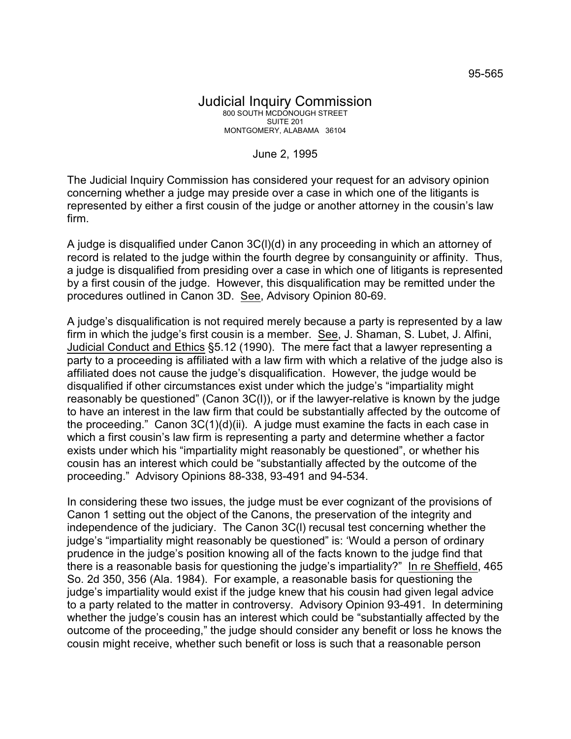95-565

# Judicial Inquiry Commission

800 SOUTH MCDONOUGH STREET
SUITE 201
MONTGOMERY, ALABAMA 36104

June 2, 1995

The Judicial Inquiry Commission has considered your request for an advisory opinion concerning whether a judge may preside over a case in which one of the litigants is represented by either a first cousin of the judge or another attorney in the cousin's law firm.

A judge is disqualified under Canon 3C(l)(d) in any proceeding in which an attorney of record is related to the judge within the fourth degree by consanguinity or affinity. Thus, a judge is disqualified from presiding over a case in which one of litigants is represented by a first cousin of the judge. However, this disqualification may be remitted under the procedures outlined in Canon 3D. See, Advisory Opinion 80-69.

A judge's disqualification is not required merely because a party is represented by a law firm in which the judge's first cousin is a member. See, J. Shaman, S. Lubet, J. Alfini, Judicial Conduct and Ethics §5.12 (1990). The mere fact that a lawyer representing a party to a proceeding is affiliated with a law firm with which a relative of the judge also is affiliated does not cause the judge's disqualification. However, the judge would be disqualified if other circumstances exist under which the judge's "impartiality might reasonably be questioned" (Canon 3C(l)), or if the lawyer-relative is known by the judge to have an interest in the law firm that could be substantially affected by the outcome of the proceeding." Canon 3C(1)(d)(ii). A judge must examine the facts in each case in which a first cousin's law firm is representing a party and determine whether a factor exists under which his "impartiality might reasonably be questioned", or whether his cousin has an interest which could be "substantially affected by the outcome of the proceeding." Advisory Opinions 88-338, 93-491 and 94-534.

In considering these two issues, the judge must be ever cognizant of the provisions of Canon 1 setting out the object of the Canons, the preservation of the integrity and independence of the judiciary. The Canon 3C(l) recusal test concerning whether the judge's "impartiality might reasonably be questioned" is: 'Would a person of ordinary prudence in the judge's position knowing all of the facts known to the judge find that there is a reasonable basis for questioning the judge's impartiality?" In re Sheffield, 465 So. 2d 350, 356 (Ala. 1984). For example, a reasonable basis for questioning the judge's impartiality would exist if the judge knew that his cousin had given legal advice to a party related to the matter in controversy. Advisory Opinion 93-491. In determining whether the judge's cousin has an interest which could be "substantially affected by the outcome of the proceeding," the judge should consider any benefit or loss he knows the cousin might receive, whether such benefit or loss is such that a reasonable person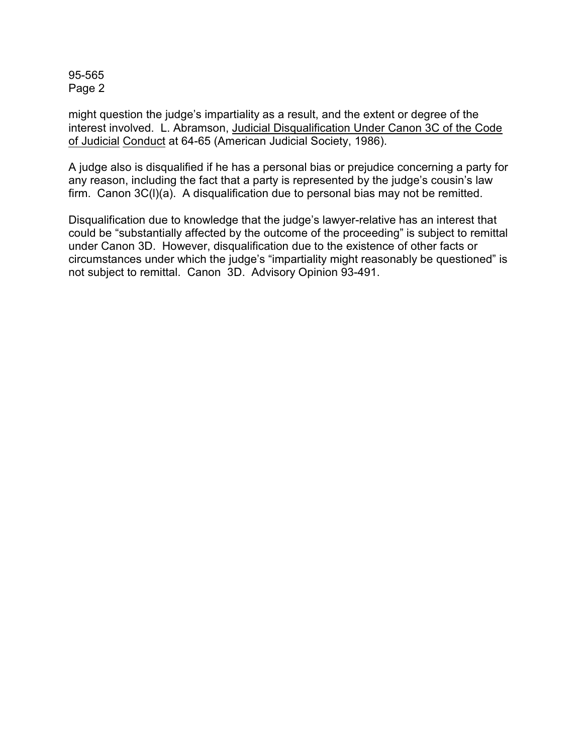might question the judge's impartiality as a result, and the extent or degree of the interest involved. L. Abramson, Judicial Disqualification Under Canon 3C of the Code of Judicial Conduct at 64-65 (American Judicial Society, 1986).

A judge also is disqualified if he has a personal bias or prejudice concerning a party for any reason, including the fact that a party is represented by the judge's cousin's law firm. Canon 3C(l)(a). A disqualification due to personal bias may not be remitted.

Disqualification due to knowledge that the judge's lawyer-relative has an interest that could be "substantially affected by the outcome of the proceeding" is subject to remittal under Canon 3D. However, disqualification due to the existence of other facts or circumstances under which the judge's "impartiality might reasonably be questioned" is not subject to remittal. Canon 3D. Advisory Opinion 93-491.